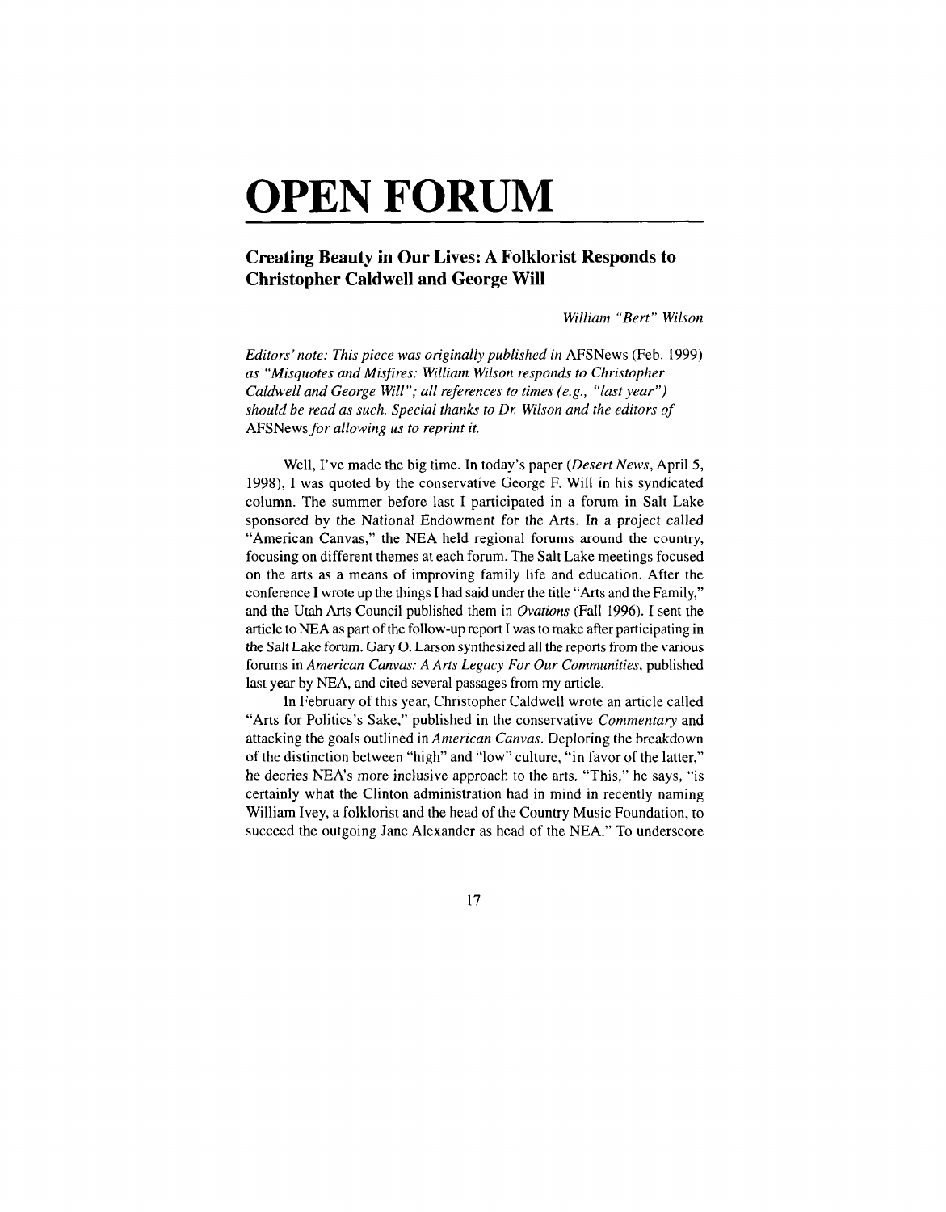# OPEN FORUM

## Creating Beauty in Our Lives: A Folklorist Responds to Christopher Caldwell and George Will

*William "Bert" Wilson*

*Editors' note: This piece was originally published in* AFSNews *(Feb. 1999) as "Misquotes and Misfires: William Wilson responds to Christopher Caldwell and George Will"; all references to times (e.g., "last year") should be read as such. Special thanks to Dr. Wilson and the editors of* AFSNews *for allowing us to reprint it.*

Well, I've made the big time. In today's paper (*Desert News*, April 5, 1998), I was quoted by the conservative George F. Will in his syndicated column. The summer before last I participated in a forum in Salt Lake sponsored by the National Endowment for the Arts. In a project called "American Canvas," the NEA held regional forums around the country, focusing on different themes at each forum. The Salt Lake meetings focused on the arts as a means of improving family life and education. After the conference I wrote up the things I had said under the title "Arts and the Family," and the Utah Arts Council published them in *Ovations* (Fall 1996). I sent the article to NEA as part of the follow-up report I was to make after participating in the Salt Lake forum. Gary O. Larson synthesized all the reports from the various forums in *American Canvas: A Arts Legacy For Our Communities*, published last year by NEA, and cited several passages from my article.

In February of this year, Christopher Caldwell wrote an article called "Arts for Politics's Sake," published in the conservative *Commentary* and attacking the goals outlined in *American Canvas*. Deploring the breakdown of the distinction between "high" and "low" culture, "in favor of the latter," he decries NEA's more inclusive approach to the arts. "This," he says, "is certainly what the Clinton administration had in mind in recently naming William Ivey, a folklorist and the head of the Country Music Foundation, to succeed the outgoing Jane Alexander as head of the NEA." To underscore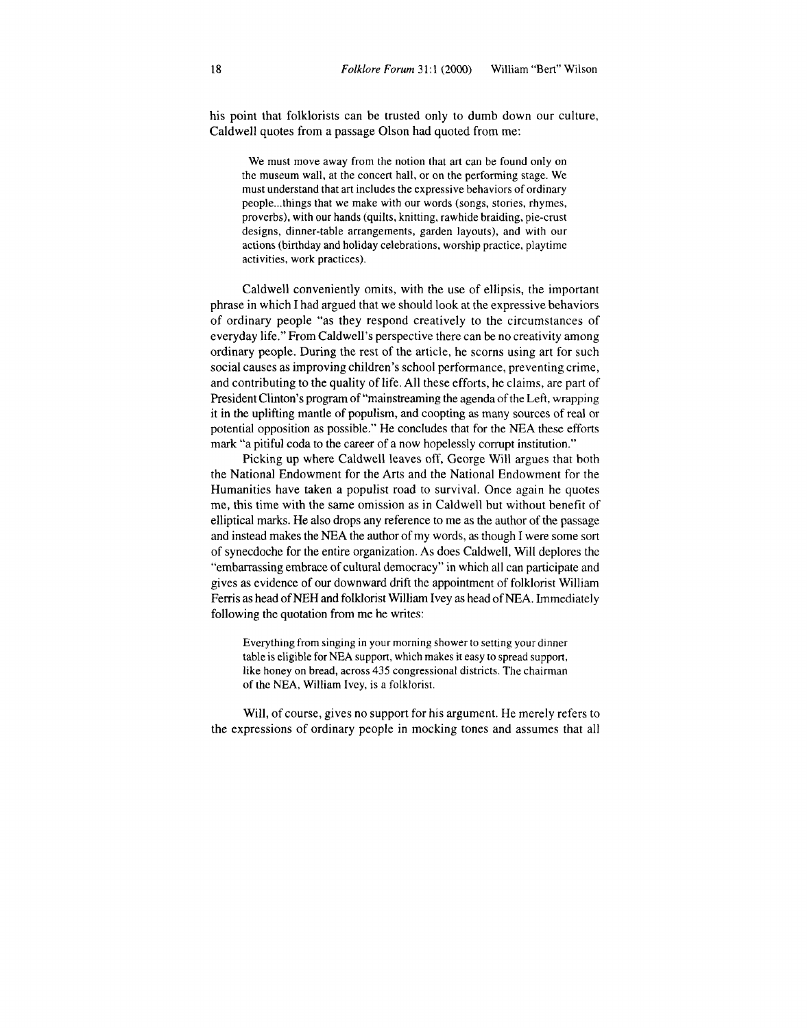his point that folklorists can be trusted only to dumb down our culture, Caldwell quotes from a passage Olson had quoted from me:

> We must move away from the notion that art can be found only on the museum wall, at the concert hall, or on the performing stage. We must understand that art includes the expressive behaviors of ordinary people...things that we make with our words (songs, stories, rhymes, proverbs), with our hands (quilts, knitting, rawhide braiding, pie-crust designs, dinner-table arrangements, garden layouts), and with our actions (birthday and holiday celebrations, worship practice, playtime activities, work practices).

Caldwell conveniently omits, with the use of ellipsis, the important phrase in which I had argued that we should look at the expressive behaviors of ordinary people "as they respond creatively to the circumstances of everyday life." From Caldwell's perspective there can be no creativity among ordinary people. During the rest of the article, he scorns using art for such social causes as improving children's school performance, preventing crime, and contributing to the quality of life. All these efforts, he claims, are part of President Clinton's program of "mainstreaming the agenda of the Left, wrapping it in the uplifting mantle of populism, and coopting as many sources of real or potential opposition as possible." He concludes that for the NEA these efforts mark "a pitiful coda to the career of a now hopelessly corrupt institution."

Picking up where Caldwell leaves off, George Will argues that both the National Endowment for the Arts and the National Endowment for the Humanities have taken a populist road to survival. Once again he quotes me, this time with the same omission as in Caldwell but without benefit of elliptical marks. He also drops any reference to me as the author of the passage and instead makes the NEA the author of my words, as though I were some sort of synecdoche for the entire organization. As does Caldwell, Will deplores the "embarrassing embrace of cultural democracy" in which all can participate and gives as evidence of our downward drift the appointment of folklorist William Ferris as head of NEH and folklorist William Ivey as head of NEA. Immediately following the quotation from me he writes:

> Everything from singing in your morning shower to setting your dinner table is eligible for NEA support, which makes it easy to spread support, like honey on bread, across 435 congressional districts. The chairman of the NEA, William Ivey, is a folklorist.

Will, of course, gives no support for his argument. He merely refers to the expressions of ordinary people in mocking tones and assumes that all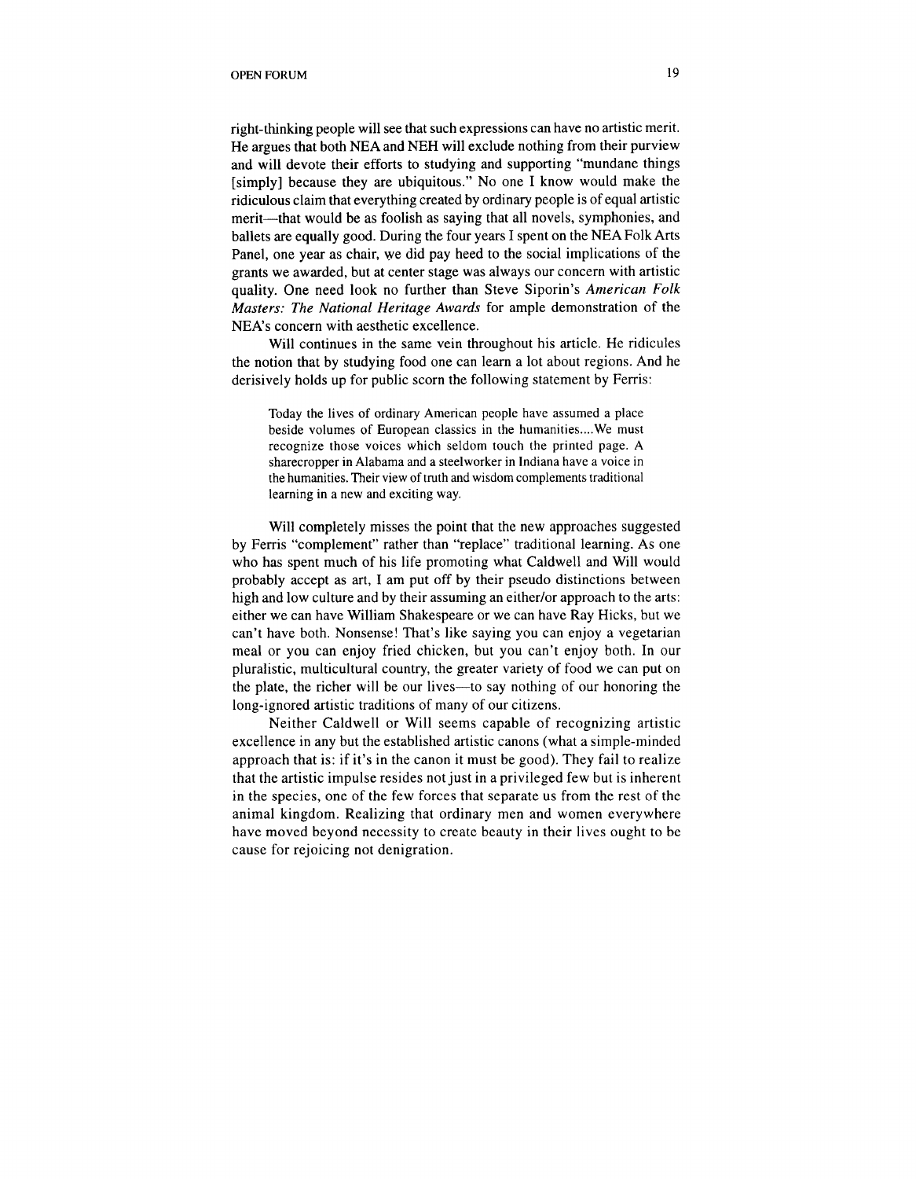right-thinking people will see that such expressions can have no artistic merit. He argues that both NEA and NEH will exclude nothing from their purview and will devote their efforts to studying and supporting "mundane things [simply] because they are ubiquitous." No one I know would make the ridiculous claim that everything created by ordinary people is of equal artistic merit—that would be as foolish as saying that all novels, symphonies, and ballets are equally good. During the four years I spent on the NEA Folk Arts Panel, one year as chair, we did pay heed to the social implications of the grants we awarded, but at center stage was always our concern with artistic quality. One need look no further than Steve Siporin's *American Folk Masters: The National Heritage Awards* for ample demonstration of the NEA's concern with aesthetic excellence.

Will continues in the same vein throughout his article. He ridicules the notion that by studying food one can learn a lot about regions. And he derisively holds up for public scorn the following statement by Ferris:

> Today the lives of ordinary American people have assumed a place beside volumes of European classics in the humanities....We must recognize those voices which seldom touch the printed page. A sharecropper in Alabama and a steelworker in Indiana have a voice in the humanities. Their view of truth and wisdom complements traditional learning in a new and exciting way.

Will completely misses the point that the new approaches suggested by Ferris "complement" rather than "replace" traditional learning. As one who has spent much of his life promoting what Caldwell and Will would probably accept as art, I am put off by their pseudo distinctions between high and low culture and by their assuming an either/or approach to the arts: either we can have William Shakespeare or we can have Ray Hicks, but we can't have both. Nonsense! That's like saying you can enjoy a vegetarian meal or you can enjoy fried chicken, but you can't enjoy both. In our pluralistic, multicultural country, the greater variety of food we can put on the plate, the richer will be our lives—to say nothing of our honoring the long-ignored artistic traditions of many of our citizens.

Neither Caldwell or Will seems capable of recognizing artistic excellence in any but the established artistic canons (what a simple-minded approach that is: if it's in the canon it must be good). They fail to realize that the artistic impulse resides not just in a privileged few but is inherent in the species, one of the few forces that separate us from the rest of the animal kingdom. Realizing that ordinary men and women everywhere have moved beyond necessity to create beauty in their lives ought to be cause for rejoicing not denigration.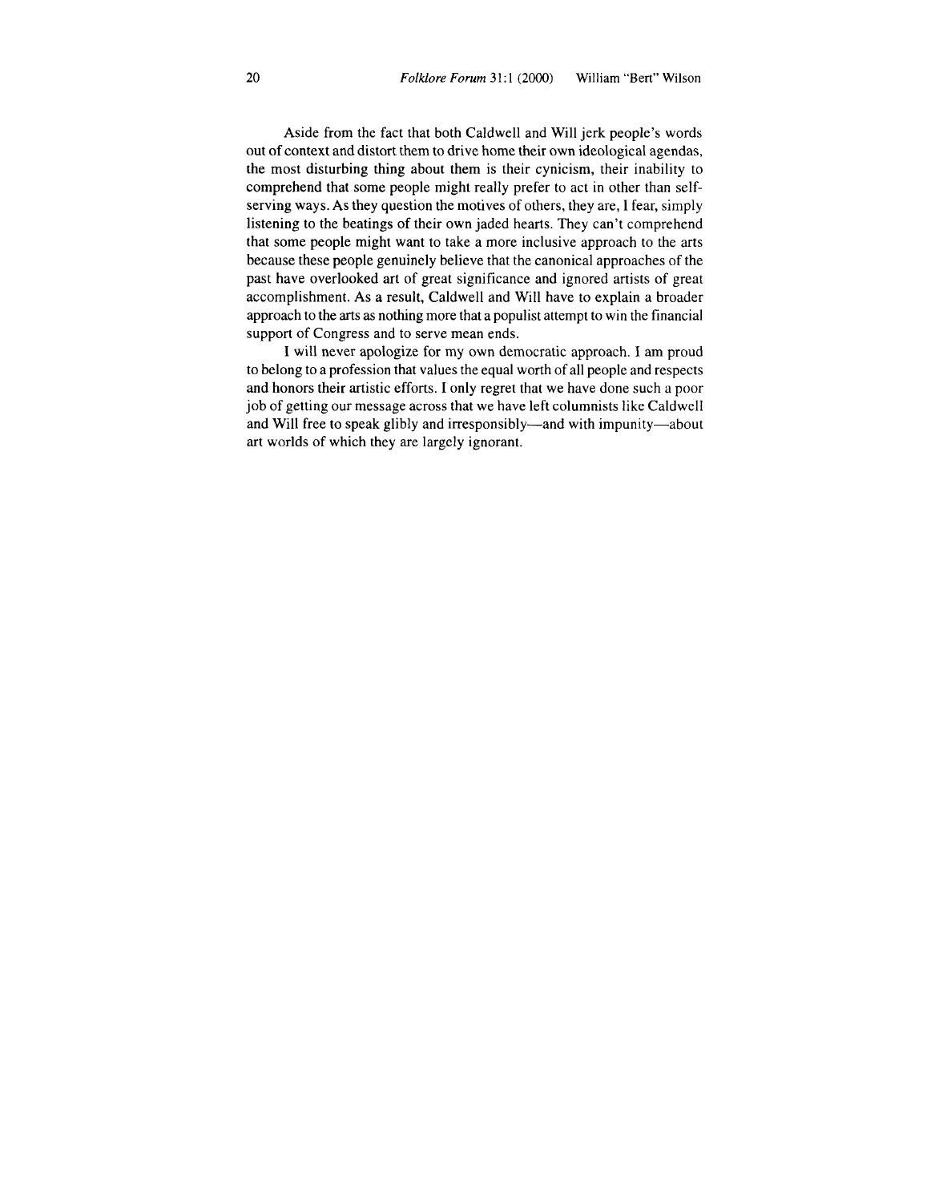Aside from the fact that both Caldwell and Will jerk people's words out of context and distort them to drive home their own ideological agendas, the most disturbing thing about them is their cynicism, their inability to comprehend that some people might really prefer to act in other than self-serving ways. As they question the motives of others, they are, I fear, simply listening to the beatings of their own jaded hearts. They can't comprehend that some people might want to take a more inclusive approach to the arts because these people genuinely believe that the canonical approaches of the past have overlooked art of great significance and ignored artists of great accomplishment. As a result, Caldwell and Will have to explain a broader approach to the arts as nothing more that a populist attempt to win the financial support of Congress and to serve mean ends.

I will never apologize for my own democratic approach. I am proud to belong to a profession that values the equal worth of all people and respects and honors their artistic efforts. I only regret that we have done such a poor job of getting our message across that we have left columnists like Caldwell and Will free to speak glibly and irresponsibly—and with impunity—about art worlds of which they are largely ignorant.